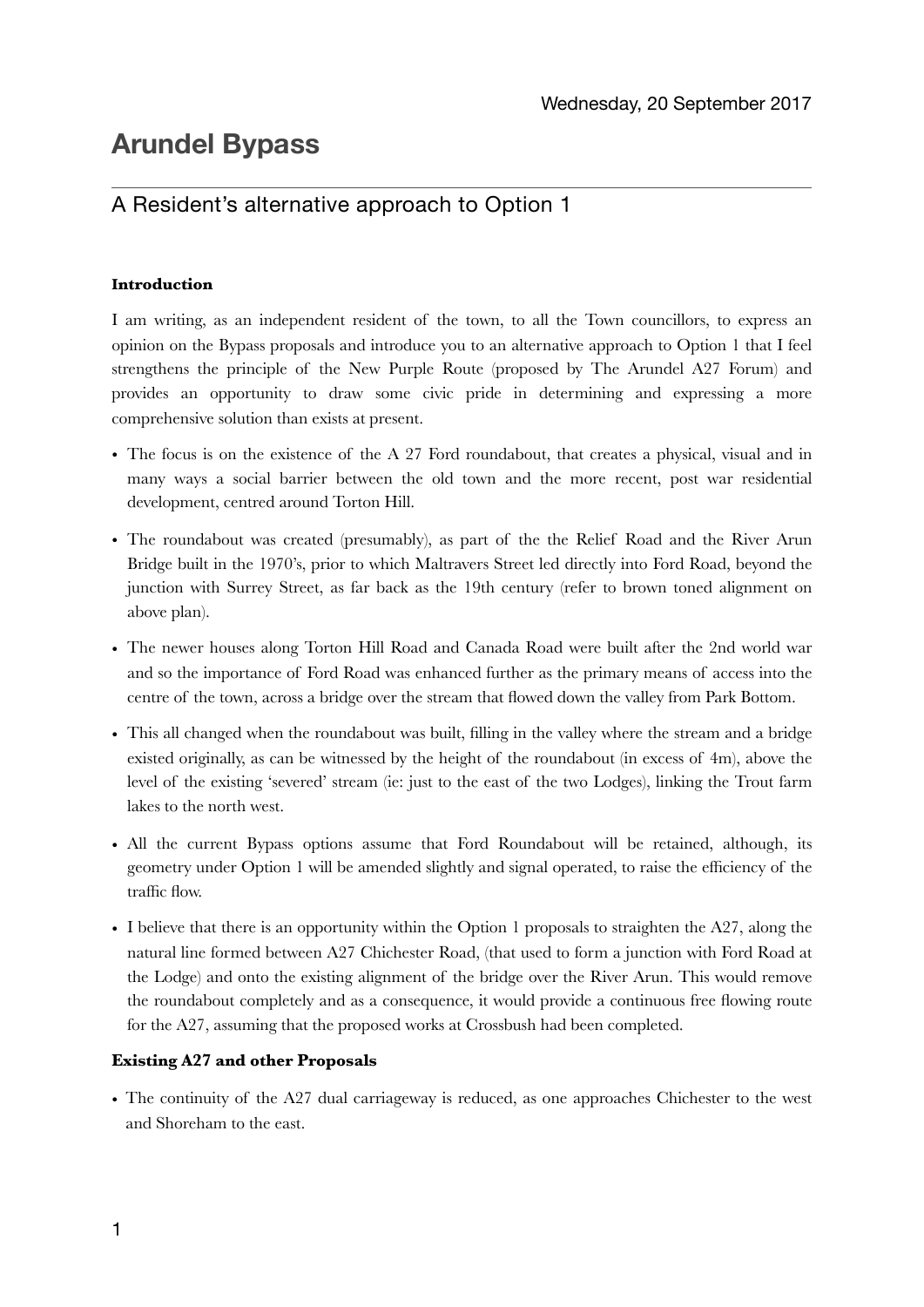Wednesday, 20 September 2017

# Arundel Bypass

## A Resident's alternative approach to Option 1

**Introduction**

I am writing, as an independent resident of the town, to all the Town councillors, to express an opinion on the Bypass proposals and introduce you to an alternative approach to Option 1 that I feel strengthens the principle of the New Purple Route (proposed by The Arundel A27 Forum) and provides an opportunity to draw some civic pride in determining and expressing a more comprehensive solution than exists at present.

- The focus is on the existence of the A 27 Ford roundabout, that creates a physical, visual and in many ways a social barrier between the old town and the more recent, post war residential development, centred around Torton Hill.
- The roundabout was created (presumably), as part of the the Relief Road and the River Arun Bridge built in the 1970's, prior to which Maltravers Street led directly into Ford Road, beyond the junction with Surrey Street, as far back as the 19th century (refer to brown toned alignment on above plan).
- The newer houses along Torton Hill Road and Canada Road were built after the 2nd world war and so the importance of Ford Road was enhanced further as the primary means of access into the centre of the town, across a bridge over the stream that flowed down the valley from Park Bottom.
- This all changed when the roundabout was built, filling in the valley where the stream and a bridge existed originally, as can be witnessed by the height of the roundabout (in excess of 4m), above the level of the existing 'severed' stream (ie: just to the east of the two Lodges), linking the Trout farm lakes to the north west.
- All the current Bypass options assume that Ford Roundabout will be retained, although, its geometry under Option 1 will be amended slightly and signal operated, to raise the efficiency of the traffic flow.
- I believe that there is an opportunity within the Option 1 proposals to straighten the A27, along the natural line formed between A27 Chichester Road, (that used to form a junction with Ford Road at the Lodge) and onto the existing alignment of the bridge over the River Arun. This would remove the roundabout completely and as a consequence, it would provide a continuous free flowing route for the A27, assuming that the proposed works at Crossbush had been completed.

**Existing A27 and other Proposals**

- The continuity of the A27 dual carriageway is reduced, as one approaches Chichester to the west and Shoreham to the east.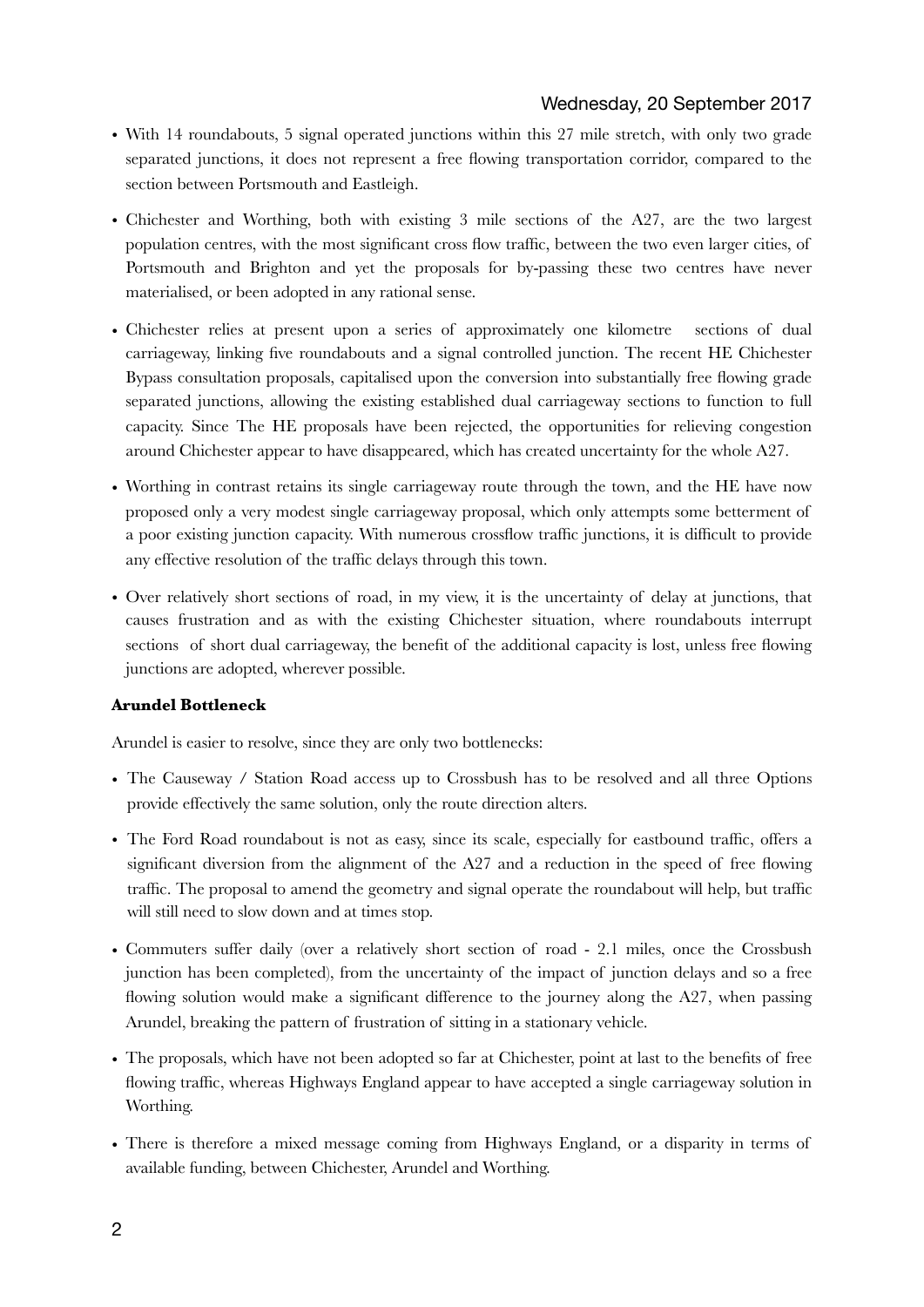- With 14 roundabouts, 5 signal operated junctions within this 27 mile stretch, with only two grade separated junctions, it does not represent a free flowing transportation corridor, compared to the section between Portsmouth and Eastleigh.
- Chichester and Worthing, both with existing 3 mile sections of the A27, are the two largest population centres, with the most significant cross flow traffic, between the two even larger cities, of Portsmouth and Brighton and yet the proposals for by-passing these two centres have never materialised, or been adopted in any rational sense.
- Chichester relies at present upon a series of approximately one kilometre sections of dual carriageway, linking five roundabouts and a signal controlled junction. The recent HE Chichester Bypass consultation proposals, capitalised upon the conversion into substantially free flowing grade separated junctions, allowing the existing established dual carriageway sections to function to full capacity. Since The HE proposals have been rejected, the opportunities for relieving congestion around Chichester appear to have disappeared, which has created uncertainty for the whole A27.
- Worthing in contrast retains its single carriageway route through the town, and the HE have now proposed only a very modest single carriageway proposal, which only attempts some betterment of a poor existing junction capacity. With numerous crossflow traffic junctions, it is difficult to provide any effective resolution of the traffic delays through this town.
- Over relatively short sections of road, in my view, it is the uncertainty of delay at junctions, that causes frustration and as with the existing Chichester situation, where roundabouts interrupt sections of short dual carriageway, the benefit of the additional capacity is lost, unless free flowing junctions are adopted, wherever possible.

**Arundel Bottleneck**

Arundel is easier to resolve, since they are only two bottlenecks:

- The Causeway / Station Road access up to Crossbush has to be resolved and all three Options provide effectively the same solution, only the route direction alters.
- The Ford Road roundabout is not as easy, since its scale, especially for eastbound traffic, offers a significant diversion from the alignment of the A27 and a reduction in the speed of free flowing traffic. The proposal to amend the geometry and signal operate the roundabout will help, but traffic will still need to slow down and at times stop.
- Commuters suffer daily (over a relatively short section of road - 2.1 miles, once the Crossbush junction has been completed), from the uncertainty of the impact of junction delays and so a free flowing solution would make a significant difference to the journey along the A27, when passing Arundel, breaking the pattern of frustration of sitting in a stationary vehicle.
- The proposals, which have not been adopted so far at Chichester, point at last to the benefits of free flowing traffic, whereas Highways England appear to have accepted a single carriageway solution in Worthing.
- There is therefore a mixed message coming from Highways England, or a disparity in terms of available funding, between Chichester, Arundel and Worthing.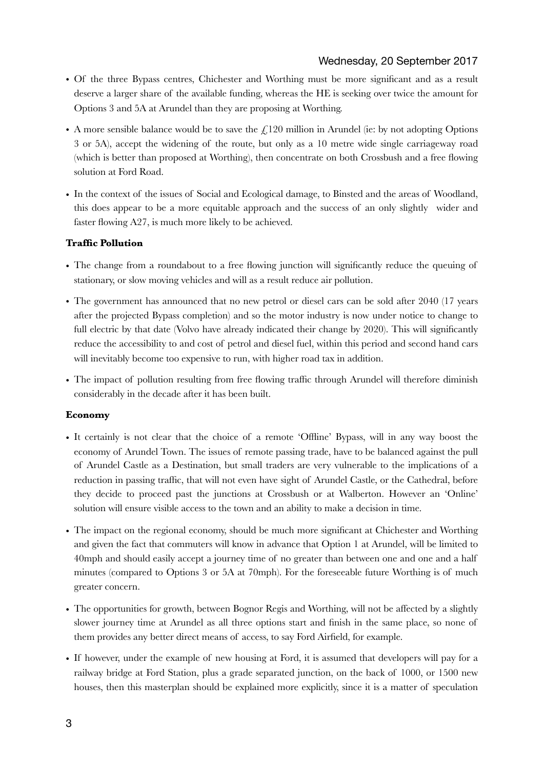- Of the three Bypass centres, Chichester and Worthing must be more significant and as a result deserve a larger share of the available funding, whereas the HE is seeking over twice the amount for Options 3 and 5A at Arundel than they are proposing at Worthing.

- A more sensible balance would be to save the £120 million in Arundel (ie: by not adopting Options 3 or 5A), accept the widening of the route, but only as a 10 metre wide single carriageway road (which is better than proposed at Worthing), then concentrate on both Crossbush and a free flowing solution at Ford Road.

- In the context of the issues of Social and Ecological damage, to Binsted and the areas of Woodland, this does appear to be a more equitable approach and the success of an only slightly wider and faster flowing A27, is much more likely to be achieved.

**Traffic Pollution**

- The change from a roundabout to a free flowing junction will significantly reduce the queuing of stationary, or slow moving vehicles and will as a result reduce air pollution.

- The government has announced that no new petrol or diesel cars can be sold after 2040 (17 years after the projected Bypass completion) and so the motor industry is now under notice to change to full electric by that date (Volvo have already indicated their change by 2020). This will significantly reduce the accessibility to and cost of petrol and diesel fuel, within this period and second hand cars will inevitably become too expensive to run, with higher road tax in addition.

- The impact of pollution resulting from free flowing traffic through Arundel will therefore diminish considerably in the decade after it has been built.

**Economy**

- It certainly is not clear that the choice of a remote 'Offline' Bypass, will in any way boost the economy of Arundel Town. The issues of remote passing trade, have to be balanced against the pull of Arundel Castle as a Destination, but small traders are very vulnerable to the implications of a reduction in passing traffic, that will not even have sight of Arundel Castle, or the Cathedral, before they decide to proceed past the junctions at Crossbush or at Walberton. However an 'Online' solution will ensure visible access to the town and an ability to make a decision in time.

- The impact on the regional economy, should be much more significant at Chichester and Worthing and given the fact that commuters will know in advance that Option 1 at Arundel, will be limited to 40mph and should easily accept a journey time of no greater than between one and one and a half minutes (compared to Options 3 or 5A at 70mph). For the foreseeable future Worthing is of much greater concern.

- The opportunities for growth, between Bognor Regis and Worthing, will not be affected by a slightly slower journey time at Arundel as all three options start and finish in the same place, so none of them provides any better direct means of access, to say Ford Airfield, for example.

- If however, under the example of new housing at Ford, it is assumed that developers will pay for a railway bridge at Ford Station, plus a grade separated junction, on the back of 1000, or 1500 new houses, then this masterplan should be explained more explicitly, since it is a matter of speculation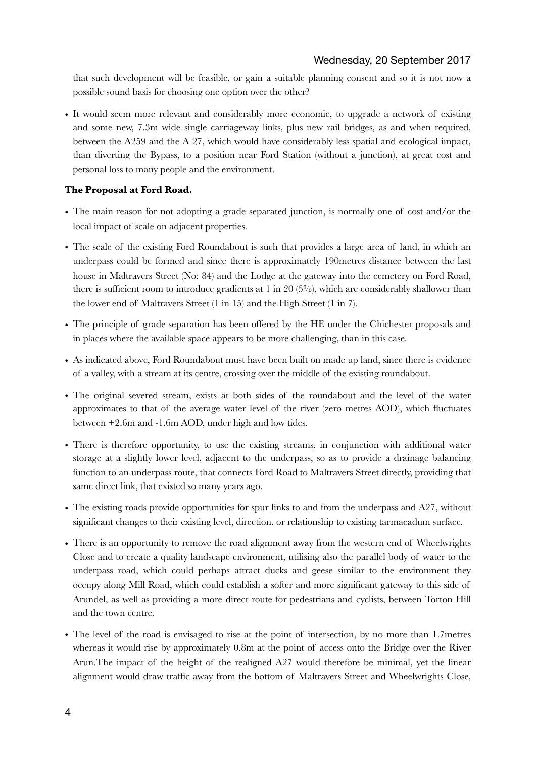that such development will be feasible, or gain a suitable planning consent and so it is not now a possible sound basis for choosing one option over the other?

- It would seem more relevant and considerably more economic, to upgrade a network of existing and some new, 7.3m wide single carriageway links, plus new rail bridges, as and when required, between the A259 and the A 27, which would have considerably less spatial and ecological impact, than diverting the Bypass, to a position near Ford Station (without a junction), at great cost and personal loss to many people and the environment.

**The Proposal at Ford Road.**

- The main reason for not adopting a grade separated junction, is normally one of cost and/or the local impact of scale on adjacent properties.
- The scale of the existing Ford Roundabout is such that provides a large area of land, in which an underpass could be formed and since there is approximately 190metres distance between the last house in Maltravers Street (No: 84) and the Lodge at the gateway into the cemetery on Ford Road, there is sufficient room to introduce gradients at 1 in 20 (5%), which are considerably shallower than the lower end of Maltravers Street (1 in 15) and the High Street (1 in 7).
- The principle of grade separation has been offered by the HE under the Chichester proposals and in places where the available space appears to be more challenging, than in this case.
- As indicated above, Ford Roundabout must have been built on made up land, since there is evidence of a valley, with a stream at its centre, crossing over the middle of the existing roundabout.
- The original severed stream, exists at both sides of the roundabout and the level of the water approximates to that of the average water level of the river (zero metres AOD), which fluctuates between +2.6m and -1.6m AOD, under high and low tides.
- There is therefore opportunity, to use the existing streams, in conjunction with additional water storage at a slightly lower level, adjacent to the underpass, so as to provide a drainage balancing function to an underpass route, that connects Ford Road to Maltravers Street directly, providing that same direct link, that existed so many years ago.
- The existing roads provide opportunities for spur links to and from the underpass and A27, without significant changes to their existing level, direction. or relationship to existing tarmacadum surface.
- There is an opportunity to remove the road alignment away from the western end of Wheelwrights Close and to create a quality landscape environment, utilising also the parallel body of water to the underpass road, which could perhaps attract ducks and geese similar to the environment they occupy along Mill Road, which could establish a softer and more significant gateway to this side of Arundel, as well as providing a more direct route for pedestrians and cyclists, between Torton Hill and the town centre.
- The level of the road is envisaged to rise at the point of intersection, by no more than 1.7metres whereas it would rise by approximately 0.8m at the point of access onto the Bridge over the River Arun.The impact of the height of the realigned A27 would therefore be minimal, yet the linear alignment would draw traffic away from the bottom of Maltravers Street and Wheelwrights Close,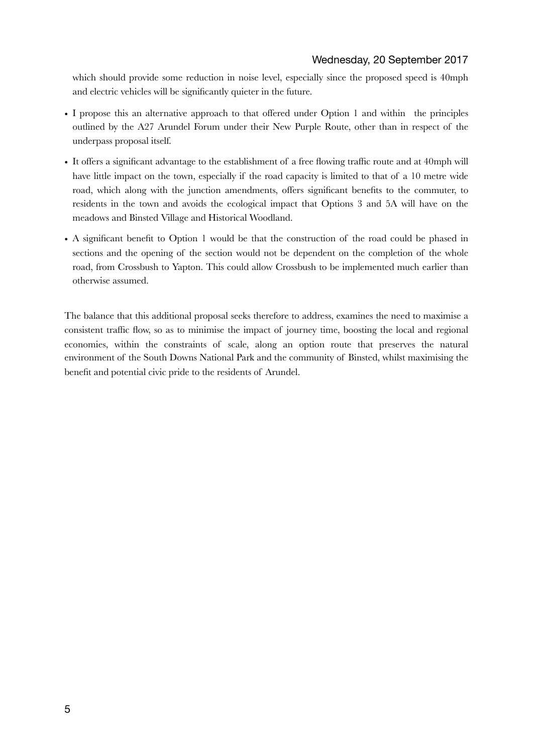which should provide some reduction in noise level, especially since the proposed speed is 40mph and electric vehicles will be significantly quieter in the future.

- I propose this an alternative approach to that offered under Option 1 and within  the principles outlined by the A27 Arundel Forum under their New Purple Route, other than in respect of the underpass proposal itself.
- It offers a significant advantage to the establishment of a free flowing traffic route and at 40mph will have little impact on the town, especially if the road capacity is limited to that of a 10 metre wide road, which along with the junction amendments, offers significant benefits to the commuter, to residents in the town and avoids the ecological impact that Options 3 and 5A will have on the meadows and Binsted Village and Historical Woodland.
- A significant benefit to Option 1 would be that the construction of the road could be phased in sections and the opening of the section would not be dependent on the completion of the whole road, from Crossbush to Yapton. This could allow Crossbush to be implemented much earlier than otherwise assumed.

The balance that this additional proposal seeks therefore to address, examines the need to maximise a consistent traffic flow, so as to minimise the impact of journey time, boosting the local and regional economies, within the constraints of scale, along an option route that preserves the natural environment of the South Downs National Park and the community of Binsted, whilst maximising the benefit and potential civic pride to the residents of Arundel.